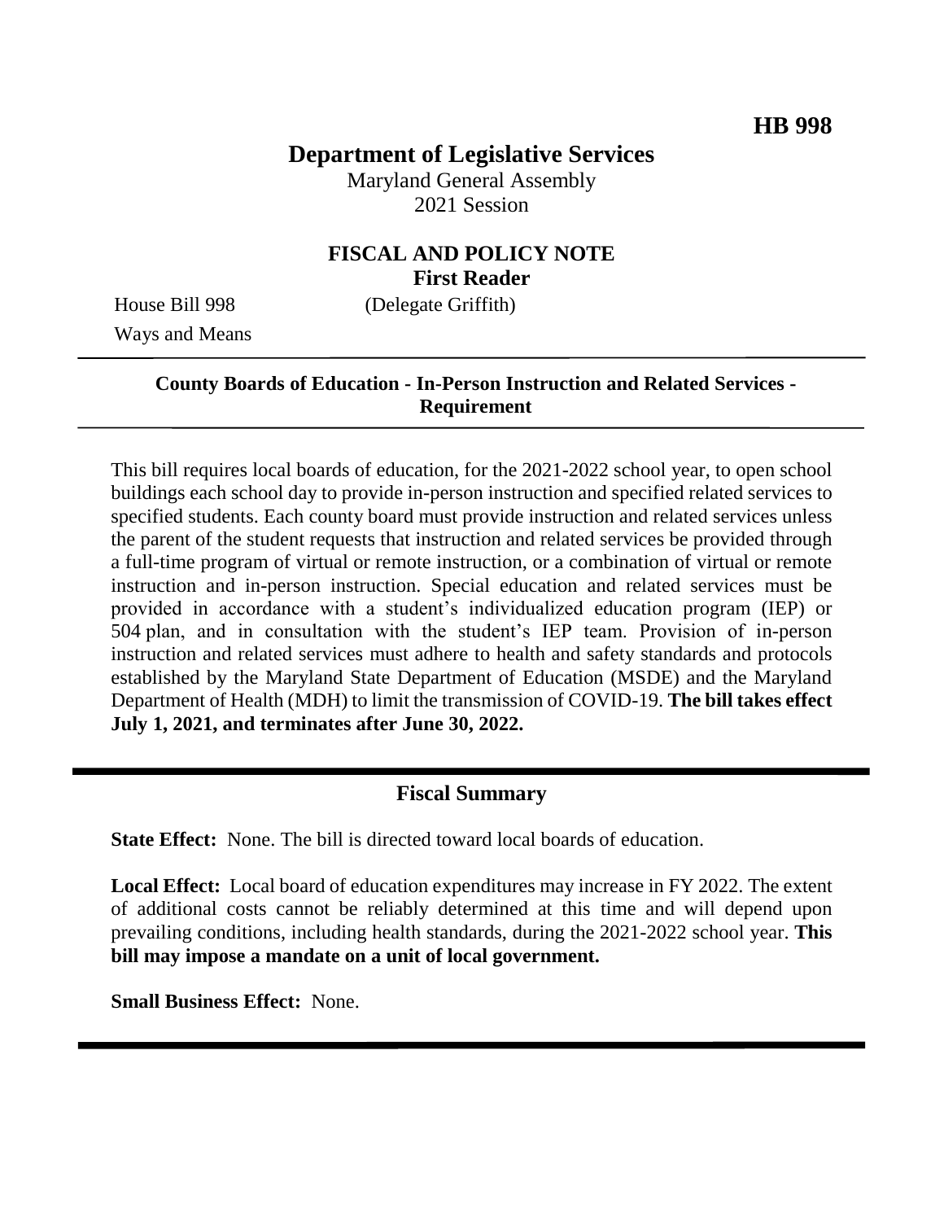**HB 998**

# Department of Legislative Services

Maryland General Assembly
2021 Session

## FISCAL AND POLICY NOTE
**First Reader**

House Bill 998 (Delegate Griffith)
Ways and Means

---

**County Boards of Education - In-Person Instruction and Related Services - Requirement**

---

This bill requires local boards of education, for the 2021-2022 school year, to open school buildings each school day to provide in-person instruction and specified related services to specified students. Each county board must provide instruction and related services unless the parent of the student requests that instruction and related services be provided through a full-time program of virtual or remote instruction, or a combination of virtual or remote instruction and in-person instruction. Special education and related services must be provided in accordance with a student's individualized education program (IEP) or 504 plan, and in consultation with the student's IEP team. Provision of in-person instruction and related services must adhere to health and safety standards and protocols established by the Maryland State Department of Education (MSDE) and the Maryland Department of Health (MDH) to limit the transmission of COVID-19. **The bill takes effect July 1, 2021, and terminates after June 30, 2022.**

---

## Fiscal Summary

**State Effect:** None. The bill is directed toward local boards of education.

**Local Effect:** Local board of education expenditures may increase in FY 2022. The extent of additional costs cannot be reliably determined at this time and will depend upon prevailing conditions, including health standards, during the 2021-2022 school year. **This bill may impose a mandate on a unit of local government.**

**Small Business Effect:** None.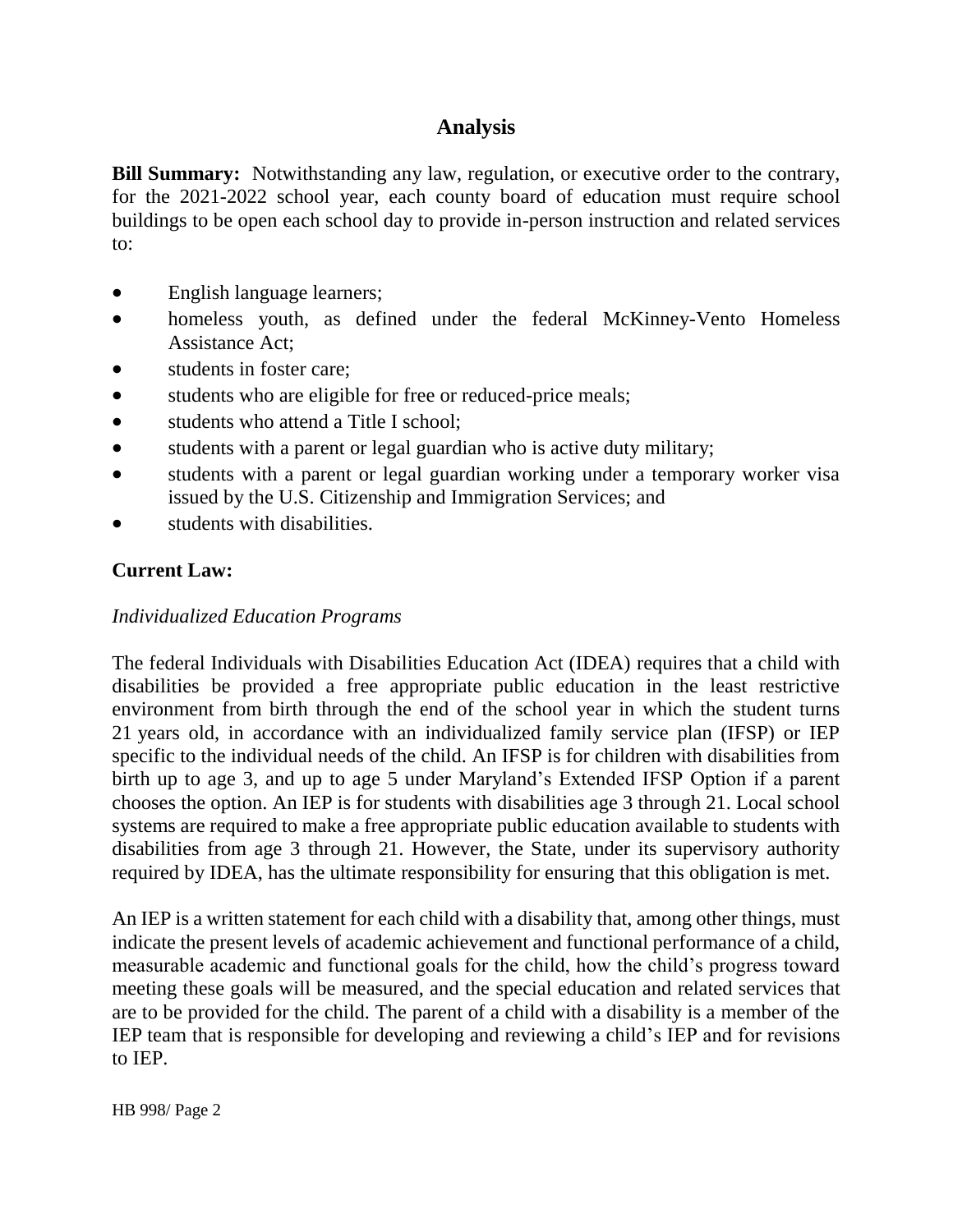## Analysis

**Bill Summary:** Notwithstanding any law, regulation, or executive order to the contrary, for the 2021-2022 school year, each county board of education must require school buildings to be open each school day to provide in-person instruction and related services to:

- English language learners;
- homeless youth, as defined under the federal McKinney-Vento Homeless Assistance Act;
- students in foster care;
- students who are eligible for free or reduced-price meals;
- students who attend a Title I school;
- students with a parent or legal guardian who is active duty military;
- students with a parent or legal guardian working under a temporary worker visa issued by the U.S. Citizenship and Immigration Services; and
- students with disabilities.

**Current Law:**

*Individualized Education Programs*

The federal Individuals with Disabilities Education Act (IDEA) requires that a child with disabilities be provided a free appropriate public education in the least restrictive environment from birth through the end of the school year in which the student turns 21 years old, in accordance with an individualized family service plan (IFSP) or IEP specific to the individual needs of the child. An IFSP is for children with disabilities from birth up to age 3, and up to age 5 under Maryland's Extended IFSP Option if a parent chooses the option. An IEP is for students with disabilities age 3 through 21. Local school systems are required to make a free appropriate public education available to students with disabilities from age 3 through 21. However, the State, under its supervisory authority required by IDEA, has the ultimate responsibility for ensuring that this obligation is met.

An IEP is a written statement for each child with a disability that, among other things, must indicate the present levels of academic achievement and functional performance of a child, measurable academic and functional goals for the child, how the child's progress toward meeting these goals will be measured, and the special education and related services that are to be provided for the child. The parent of a child with a disability is a member of the IEP team that is responsible for developing and reviewing a child's IEP and for revisions to IEP.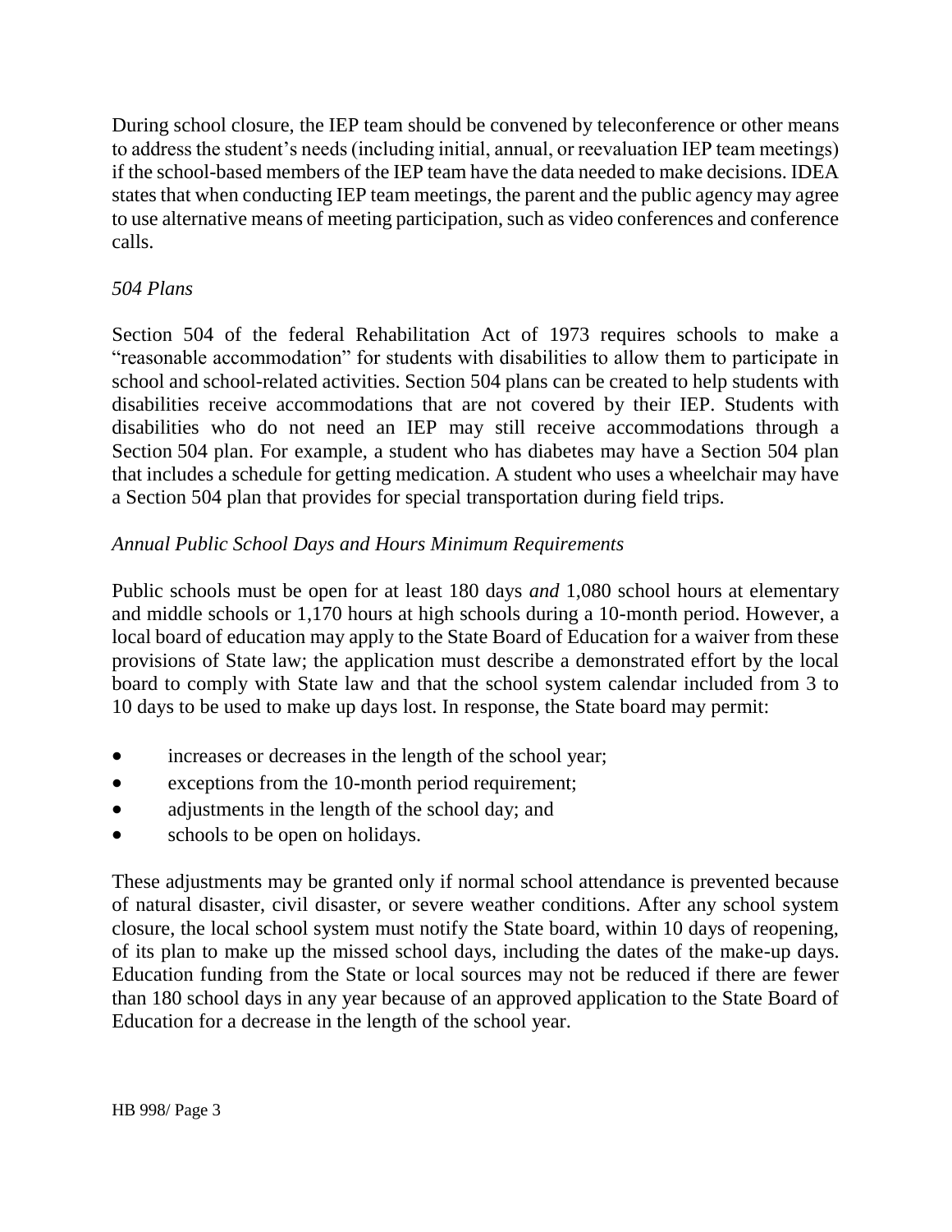During school closure, the IEP team should be convened by teleconference or other means to address the student's needs (including initial, annual, or reevaluation IEP team meetings) if the school-based members of the IEP team have the data needed to make decisions. IDEA states that when conducting IEP team meetings, the parent and the public agency may agree to use alternative means of meeting participation, such as video conferences and conference calls.

*504 Plans*

Section 504 of the federal Rehabilitation Act of 1973 requires schools to make a "reasonable accommodation" for students with disabilities to allow them to participate in school and school-related activities. Section 504 plans can be created to help students with disabilities receive accommodations that are not covered by their IEP. Students with disabilities who do not need an IEP may still receive accommodations through a Section 504 plan. For example, a student who has diabetes may have a Section 504 plan that includes a schedule for getting medication. A student who uses a wheelchair may have a Section 504 plan that provides for special transportation during field trips.

*Annual Public School Days and Hours Minimum Requirements*

Public schools must be open for at least 180 days *and* 1,080 school hours at elementary and middle schools or 1,170 hours at high schools during a 10-month period. However, a local board of education may apply to the State Board of Education for a waiver from these provisions of State law; the application must describe a demonstrated effort by the local board to comply with State law and that the school system calendar included from 3 to 10 days to be used to make up days lost. In response, the State board may permit:

- increases or decreases in the length of the school year;
- exceptions from the 10-month period requirement;
- adjustments in the length of the school day; and
- schools to be open on holidays.

These adjustments may be granted only if normal school attendance is prevented because of natural disaster, civil disaster, or severe weather conditions. After any school system closure, the local school system must notify the State board, within 10 days of reopening, of its plan to make up the missed school days, including the dates of the make-up days. Education funding from the State or local sources may not be reduced if there are fewer than 180 school days in any year because of an approved application to the State Board of Education for a decrease in the length of the school year.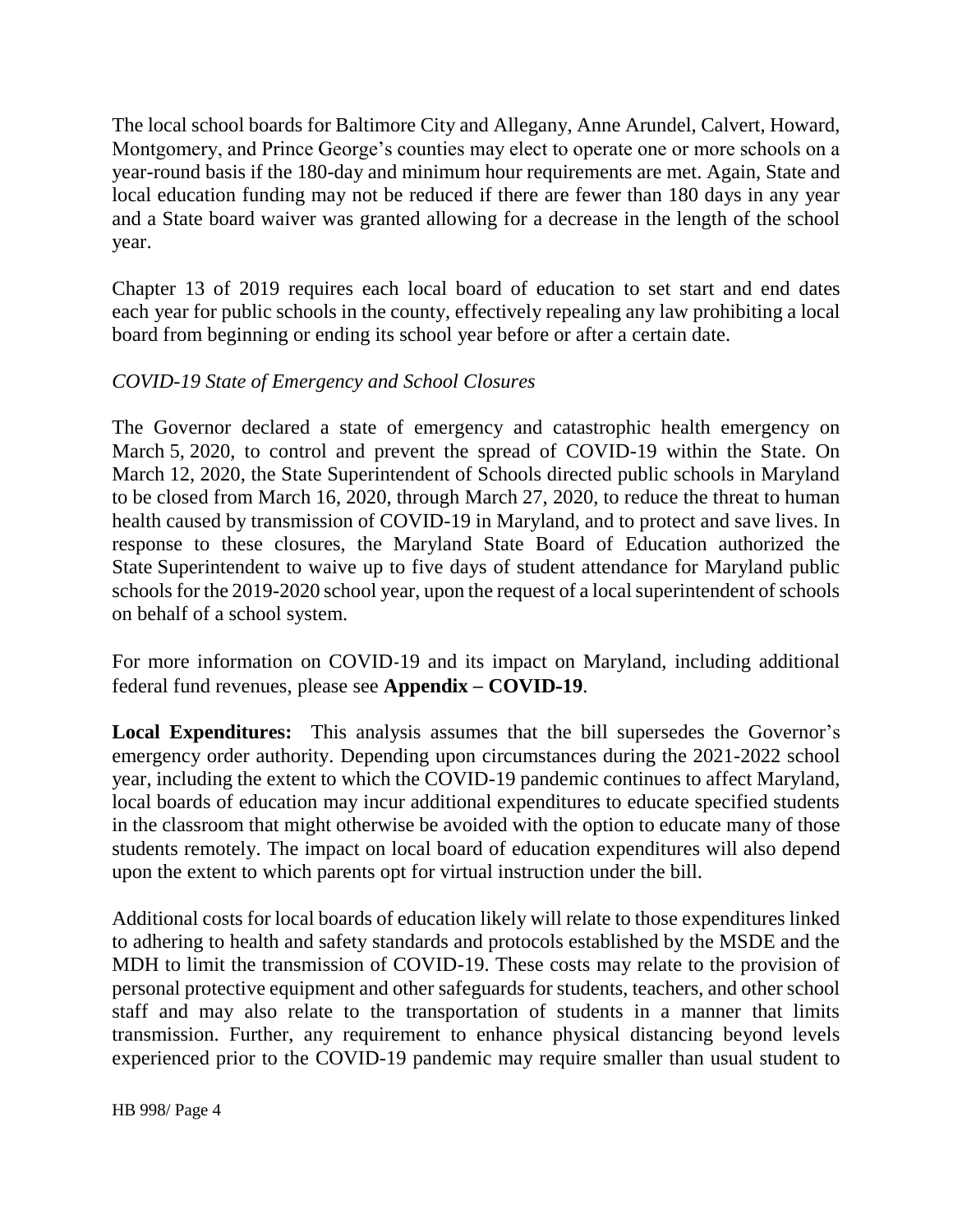The local school boards for Baltimore City and Allegany, Anne Arundel, Calvert, Howard, Montgomery, and Prince George's counties may elect to operate one or more schools on a year-round basis if the 180-day and minimum hour requirements are met. Again, State and local education funding may not be reduced if there are fewer than 180 days in any year and a State board waiver was granted allowing for a decrease in the length of the school year.

Chapter 13 of 2019 requires each local board of education to set start and end dates each year for public schools in the county, effectively repealing any law prohibiting a local board from beginning or ending its school year before or after a certain date.

*COVID-19 State of Emergency and School Closures*

The Governor declared a state of emergency and catastrophic health emergency on March 5, 2020, to control and prevent the spread of COVID-19 within the State. On March 12, 2020, the State Superintendent of Schools directed public schools in Maryland to be closed from March 16, 2020, through March 27, 2020, to reduce the threat to human health caused by transmission of COVID-19 in Maryland, and to protect and save lives. In response to these closures, the Maryland State Board of Education authorized the State Superintendent to waive up to five days of student attendance for Maryland public schools for the 2019-2020 school year, upon the request of a local superintendent of schools on behalf of a school system.

For more information on COVID-19 and its impact on Maryland, including additional federal fund revenues, please see **Appendix – COVID-19**.

**Local Expenditures:** This analysis assumes that the bill supersedes the Governor's emergency order authority. Depending upon circumstances during the 2021-2022 school year, including the extent to which the COVID-19 pandemic continues to affect Maryland, local boards of education may incur additional expenditures to educate specified students in the classroom that might otherwise be avoided with the option to educate many of those students remotely. The impact on local board of education expenditures will also depend upon the extent to which parents opt for virtual instruction under the bill.

Additional costs for local boards of education likely will relate to those expenditures linked to adhering to health and safety standards and protocols established by the MSDE and the MDH to limit the transmission of COVID-19. These costs may relate to the provision of personal protective equipment and other safeguards for students, teachers, and other school staff and may also relate to the transportation of students in a manner that limits transmission. Further, any requirement to enhance physical distancing beyond levels experienced prior to the COVID-19 pandemic may require smaller than usual student to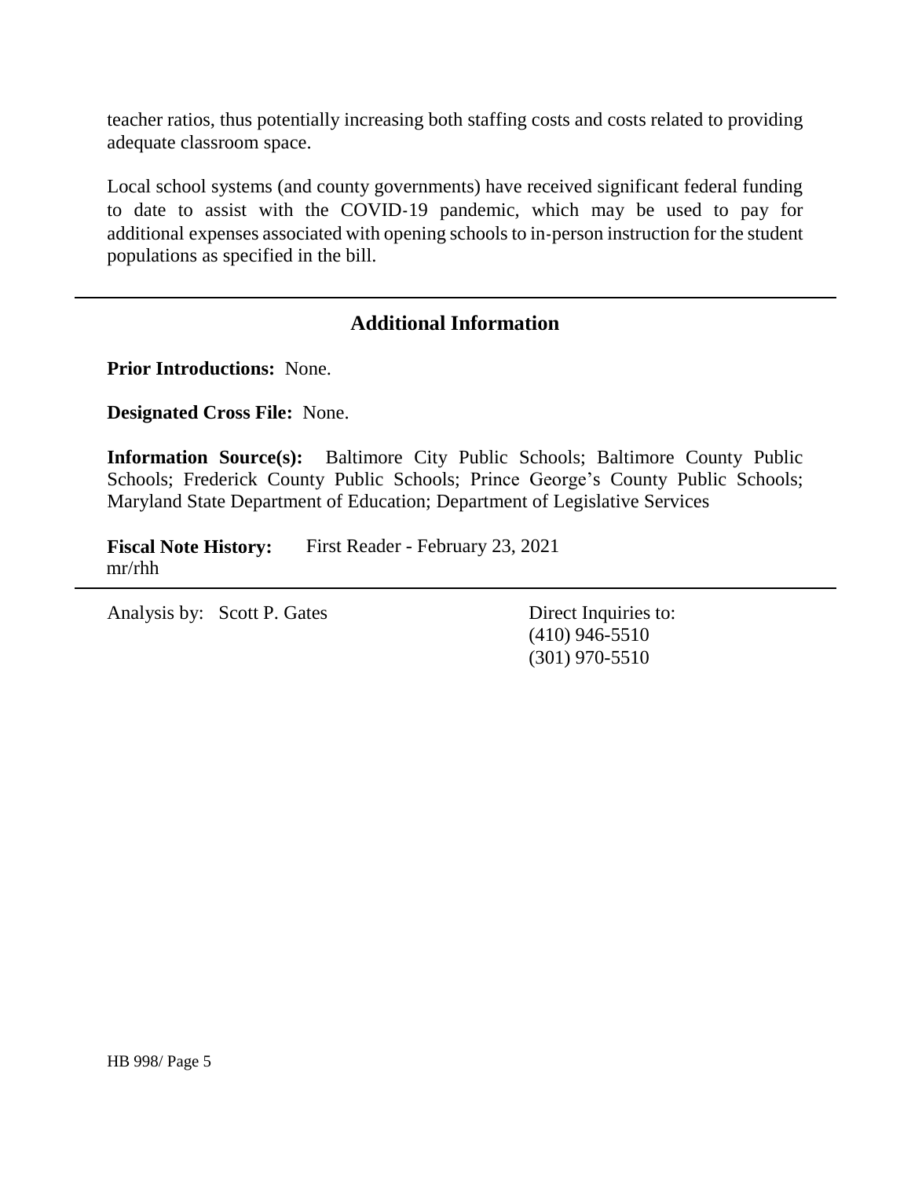teacher ratios, thus potentially increasing both staffing costs and costs related to providing adequate classroom space.

Local school systems (and county governments) have received significant federal funding to date to assist with the COVID-19 pandemic, which may be used to pay for additional expenses associated with opening schools to in-person instruction for the student populations as specified in the bill.

## Additional Information

**Prior Introductions:** None.

**Designated Cross File:** None.

**Information Source(s):** Baltimore City Public Schools; Baltimore County Public Schools; Frederick County Public Schools; Prince George's County Public Schools; Maryland State Department of Education; Department of Legislative Services

**Fiscal Note History:** First Reader - February 23, 2021
mr/rhh

Analysis by: Scott P. Gates

Direct Inquiries to:
(410) 946-5510
(301) 970-5510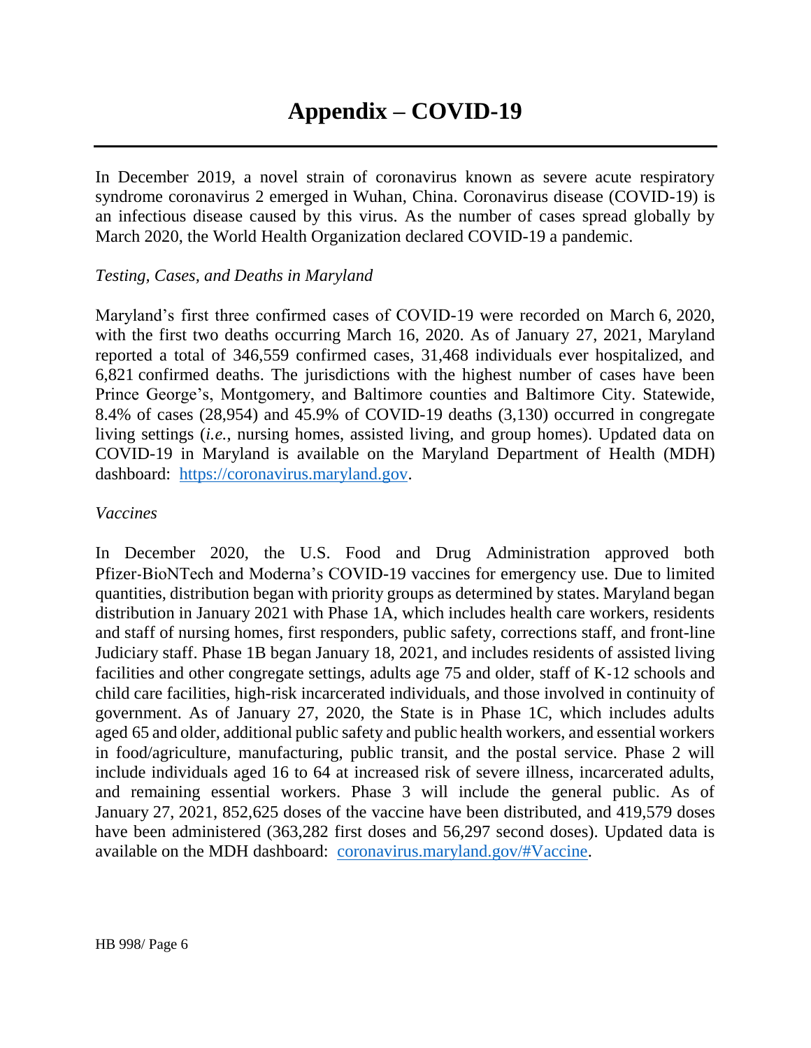# Appendix – COVID-19

In December 2019, a novel strain of coronavirus known as severe acute respiratory syndrome coronavirus 2 emerged in Wuhan, China. Coronavirus disease (COVID-19) is an infectious disease caused by this virus. As the number of cases spread globally by March 2020, the World Health Organization declared COVID-19 a pandemic.

*Testing, Cases, and Deaths in Maryland*

Maryland's first three confirmed cases of COVID-19 were recorded on March 6, 2020, with the first two deaths occurring March 16, 2020. As of January 27, 2021, Maryland reported a total of 346,559 confirmed cases, 31,468 individuals ever hospitalized, and 6,821 confirmed deaths. The jurisdictions with the highest number of cases have been Prince George's, Montgomery, and Baltimore counties and Baltimore City. Statewide, 8.4% of cases (28,954) and 45.9% of COVID-19 deaths (3,130) occurred in congregate living settings (*i.e.*, nursing homes, assisted living, and group homes). Updated data on COVID-19 in Maryland is available on the Maryland Department of Health (MDH) dashboard: [https://coronavirus.maryland.gov](https://coronavirus.maryland.gov).

*Vaccines*

In December 2020, the U.S. Food and Drug Administration approved both Pfizer-BioNTech and Moderna's COVID-19 vaccines for emergency use. Due to limited quantities, distribution began with priority groups as determined by states. Maryland began distribution in January 2021 with Phase 1A, which includes health care workers, residents and staff of nursing homes, first responders, public safety, corrections staff, and front-line Judiciary staff. Phase 1B began January 18, 2021, and includes residents of assisted living facilities and other congregate settings, adults age 75 and older, staff of K-12 schools and child care facilities, high-risk incarcerated individuals, and those involved in continuity of government. As of January 27, 2020, the State is in Phase 1C, which includes adults aged 65 and older, additional public safety and public health workers, and essential workers in food/agriculture, manufacturing, public transit, and the postal service. Phase 2 will include individuals aged 16 to 64 at increased risk of severe illness, incarcerated adults, and remaining essential workers. Phase 3 will include the general public. As of January 27, 2021, 852,625 doses of the vaccine have been distributed, and 419,579 doses have been administered (363,282 first doses and 56,297 second doses). Updated data is available on the MDH dashboard: [coronavirus.maryland.gov/#Vaccine](https://coronavirus.maryland.gov/#Vaccine).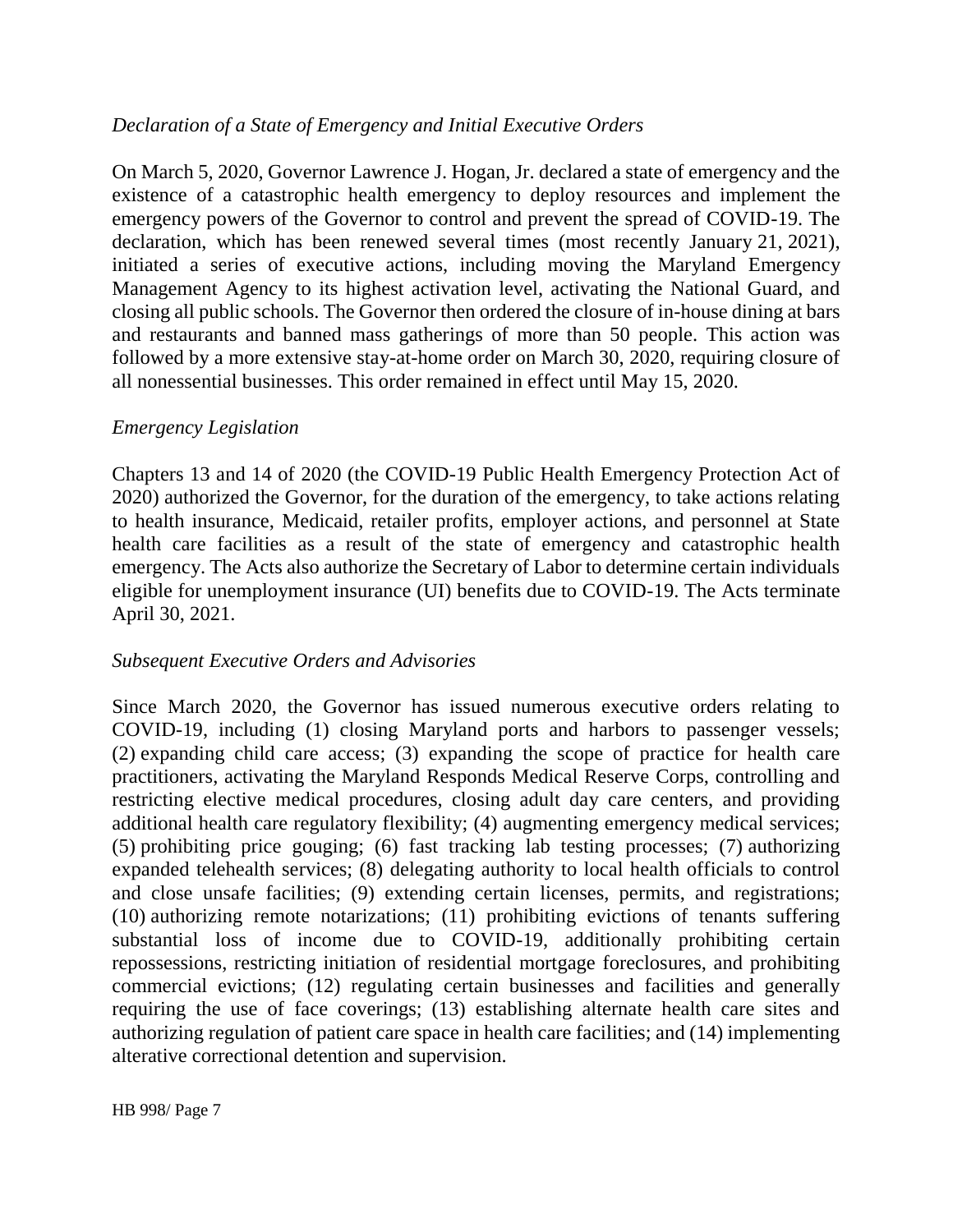*Declaration of a State of Emergency and Initial Executive Orders*

On March 5, 2020, Governor Lawrence J. Hogan, Jr. declared a state of emergency and the existence of a catastrophic health emergency to deploy resources and implement the emergency powers of the Governor to control and prevent the spread of COVID-19. The declaration, which has been renewed several times (most recently January 21, 2021), initiated a series of executive actions, including moving the Maryland Emergency Management Agency to its highest activation level, activating the National Guard, and closing all public schools. The Governor then ordered the closure of in-house dining at bars and restaurants and banned mass gatherings of more than 50 people. This action was followed by a more extensive stay-at-home order on March 30, 2020, requiring closure of all nonessential businesses. This order remained in effect until May 15, 2020.

*Emergency Legislation*

Chapters 13 and 14 of 2020 (the COVID-19 Public Health Emergency Protection Act of 2020) authorized the Governor, for the duration of the emergency, to take actions relating to health insurance, Medicaid, retailer profits, employer actions, and personnel at State health care facilities as a result of the state of emergency and catastrophic health emergency. The Acts also authorize the Secretary of Labor to determine certain individuals eligible for unemployment insurance (UI) benefits due to COVID-19. The Acts terminate April 30, 2021.

*Subsequent Executive Orders and Advisories*

Since March 2020, the Governor has issued numerous executive orders relating to COVID-19, including (1) closing Maryland ports and harbors to passenger vessels; (2) expanding child care access; (3) expanding the scope of practice for health care practitioners, activating the Maryland Responds Medical Reserve Corps, controlling and restricting elective medical procedures, closing adult day care centers, and providing additional health care regulatory flexibility; (4) augmenting emergency medical services; (5) prohibiting price gouging; (6) fast tracking lab testing processes; (7) authorizing expanded telehealth services; (8) delegating authority to local health officials to control and close unsafe facilities; (9) extending certain licenses, permits, and registrations; (10) authorizing remote notarizations; (11) prohibiting evictions of tenants suffering substantial loss of income due to COVID-19, additionally prohibiting certain repossessions, restricting initiation of residential mortgage foreclosures, and prohibiting commercial evictions; (12) regulating certain businesses and facilities and generally requiring the use of face coverings; (13) establishing alternate health care sites and authorizing regulation of patient care space in health care facilities; and (14) implementing alterative correctional detention and supervision.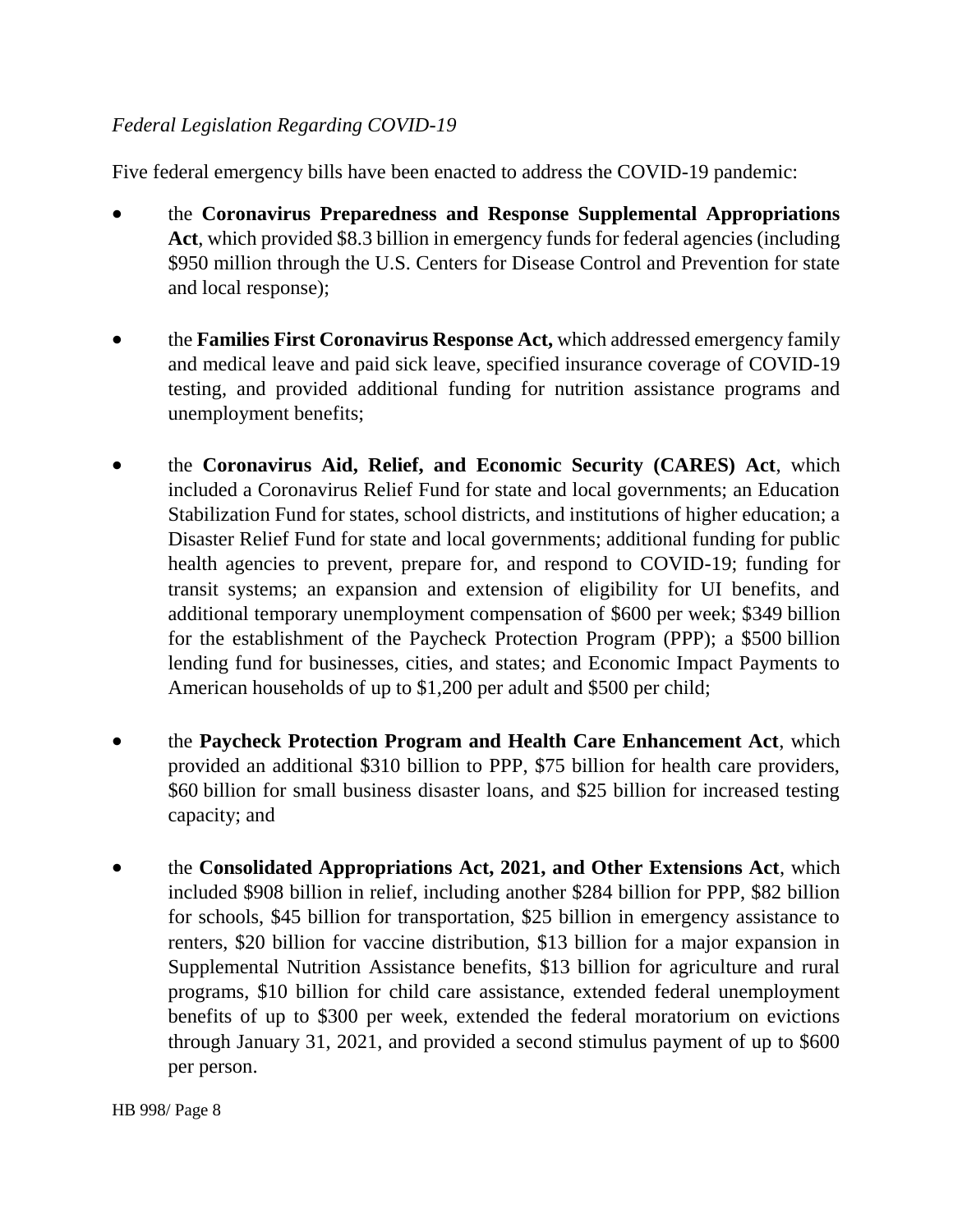*Federal Legislation Regarding COVID-19*

Five federal emergency bills have been enacted to address the COVID-19 pandemic:

- the **Coronavirus Preparedness and Response Supplemental Appropriations Act**, which provided $8.3 billion in emergency funds for federal agencies (including $950 million through the U.S. Centers for Disease Control and Prevention for state and local response);

- the **Families First Coronavirus Response Act,** which addressed emergency family and medical leave and paid sick leave, specified insurance coverage of COVID-19 testing, and provided additional funding for nutrition assistance programs and unemployment benefits;

- the **Coronavirus Aid, Relief, and Economic Security (CARES) Act**, which included a Coronavirus Relief Fund for state and local governments; an Education Stabilization Fund for states, school districts, and institutions of higher education; a Disaster Relief Fund for state and local governments; additional funding for public health agencies to prevent, prepare for, and respond to COVID-19; funding for transit systems; an expansion and extension of eligibility for UI benefits, and additional temporary unemployment compensation of $600 per week; $349 billion for the establishment of the Paycheck Protection Program (PPP); a $500 billion lending fund for businesses, cities, and states; and Economic Impact Payments to American households of up to $1,200 per adult and $500 per child;

- the **Paycheck Protection Program and Health Care Enhancement Act**, which provided an additional $310 billion to PPP, $75 billion for health care providers, $60 billion for small business disaster loans, and $25 billion for increased testing capacity; and

- the **Consolidated Appropriations Act, 2021, and Other Extensions Act**, which included $908 billion in relief, including another $284 billion for PPP, $82 billion for schools, $45 billion for transportation, $25 billion in emergency assistance to renters, $20 billion for vaccine distribution, $13 billion for a major expansion in Supplemental Nutrition Assistance benefits, $13 billion for agriculture and rural programs, $10 billion for child care assistance, extended federal unemployment benefits of up to $300 per week, extended the federal moratorium on evictions through January 31, 2021, and provided a second stimulus payment of up to $600 per person.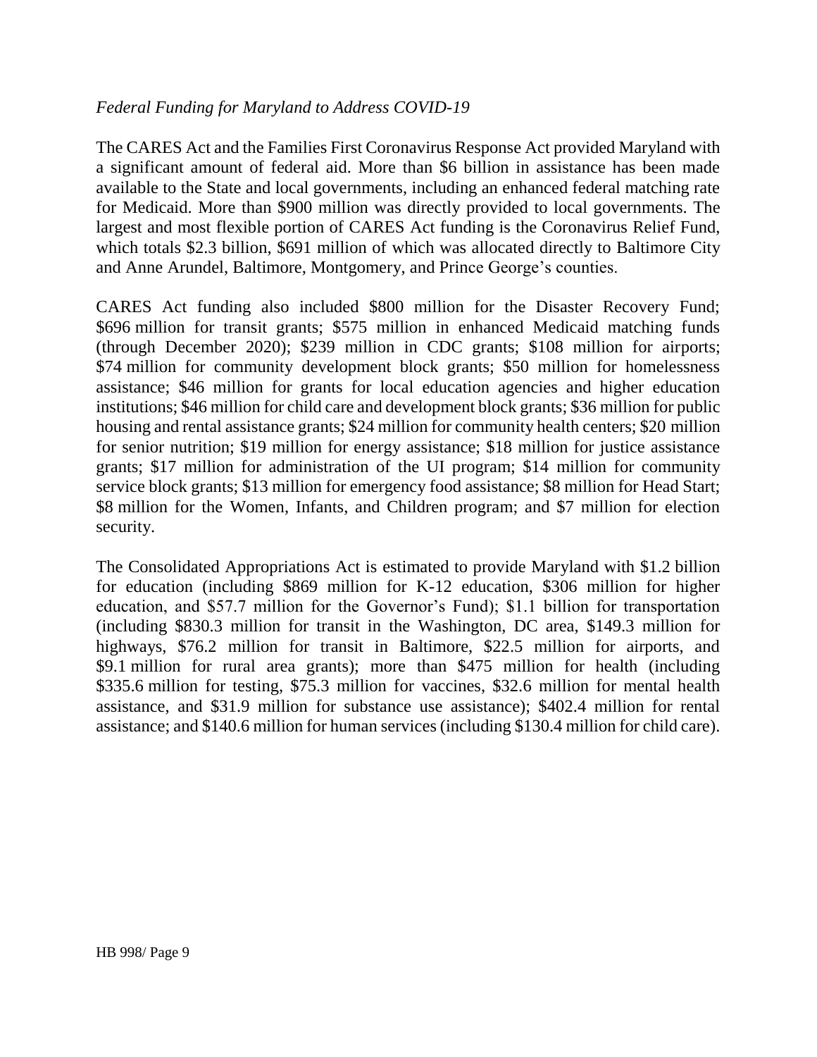*Federal Funding for Maryland to Address COVID-19*

The CARES Act and the Families First Coronavirus Response Act provided Maryland with a significant amount of federal aid. More than $6 billion in assistance has been made available to the State and local governments, including an enhanced federal matching rate for Medicaid. More than $900 million was directly provided to local governments. The largest and most flexible portion of CARES Act funding is the Coronavirus Relief Fund, which totals $2.3 billion, $691 million of which was allocated directly to Baltimore City and Anne Arundel, Baltimore, Montgomery, and Prince George's counties.

CARES Act funding also included $800 million for the Disaster Recovery Fund; $696 million for transit grants; $575 million in enhanced Medicaid matching funds (through December 2020); $239 million in CDC grants; $108 million for airports; $74 million for community development block grants; $50 million for homelessness assistance; $46 million for grants for local education agencies and higher education institutions; $46 million for child care and development block grants; $36 million for public housing and rental assistance grants; $24 million for community health centers; $20 million for senior nutrition; $19 million for energy assistance; $18 million for justice assistance grants; $17 million for administration of the UI program; $14 million for community service block grants; $13 million for emergency food assistance; $8 million for Head Start; $8 million for the Women, Infants, and Children program; and $7 million for election security.

The Consolidated Appropriations Act is estimated to provide Maryland with $1.2 billion for education (including $869 million for K-12 education, $306 million for higher education, and $57.7 million for the Governor's Fund); $1.1 billion for transportation (including $830.3 million for transit in the Washington, DC area, $149.3 million for highways, $76.2 million for transit in Baltimore, $22.5 million for airports, and $9.1 million for rural area grants); more than $475 million for health (including $335.6 million for testing, $75.3 million for vaccines, $32.6 million for mental health assistance, and $31.9 million for substance use assistance); $402.4 million for rental assistance; and $140.6 million for human services (including $130.4 million for child care).